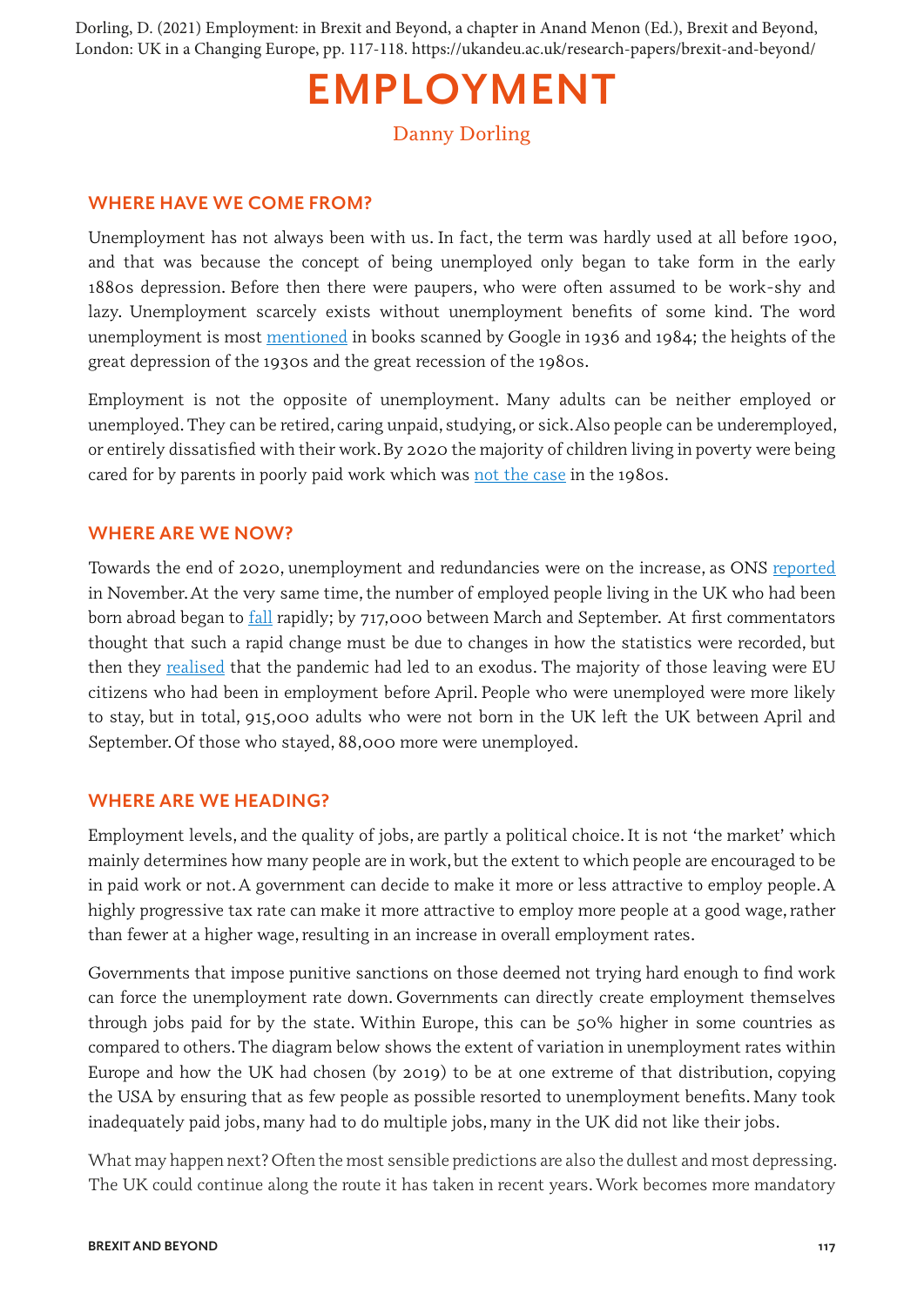Dorling, D. (2021) Employment: in Brexit and Beyond, a chapter in Anand Menon (Ed.), Brexit and Beyond, London: UK in a Changing Europe, pp. 117-118. https://ukandeu.ac.uk/research-papers/brexit-and-beyond/

# EMPLOYMENT

Danny Dorling

## WHERE HAVE WE COME FROM?

Unemployment has not always been with us. In fact, the term was hardly used at all before 1900, and that was because the concept of being unemployed only began to take form in the early 1880s depression. Before then there were paupers, who were often assumed to be work-shy and lazy. Unemployment scarcely exists without unemployment benefits of some kind. The word unemployment is most mentioned in books scanned by Google in 1936 and 1984; the heights of the great depression of the 1930s and the great recession of the 1980s.

Employment is not the opposite of unemployment. Many adults can be neither employed or unemployed. They can be retired, caring unpaid, studying, or sick. Also people can be underemployed, or entirely dissatisfied with their work. By 2020 the majority of children living in poverty were being cared for by parents in poorly paid work which was not the case in the 1980s.

## WHERE ARE WE NOW?

Towards the end of 2020, unemployment and redundancies were on the increase, as ONS reported in November. At the very same time, the number of employed people living in the UK who had been born abroad began to fall rapidly; by 717,000 between March and September. At first commentators thought that such a rapid change must be due to changes in how the statistics were recorded, but then they realised that the pandemic had led to an exodus. The majority of those leaving were EU citizens who had been in employment before April. People who were unemployed were more likely to stay, but in total, 915,000 adults who were not born in the UK left the UK between April and September. Of those who stayed, 88,000 more were unemployed.

## WHERE ARE WE HEADING?

Employment levels, and the quality of jobs, are partly a political choice. It is not 'the market' which mainly determines how many people are in work, but the extent to which people are encouraged to be in paid work or not. A government can decide to make it more or less attractive to employ people. A highly progressive tax rate can make it more attractive to employ more people at a good wage, rather than fewer at a higher wage, resulting in an increase in overall employment rates.

Governments that impose punitive sanctions on those deemed not trying hard enough to find work can force the unemployment rate down. Governments can directly create employment themselves through jobs paid for by the state. Within Europe, this can be 50% higher in some countries as compared to others. The diagram below shows the extent of variation in unemployment rates within Europe and how the UK had chosen (by 2019) to be at one extreme of that distribution, copying the USA by ensuring that as few people as possible resorted to unemployment benefits. Many took inadequately paid jobs, many had to do multiple jobs, many in the UK did not like their jobs.

What may happen next? Often the most sensible predictions are also the dullest and most depressing. The UK could continue along the route it has taken in recent years. Work becomes more mandatory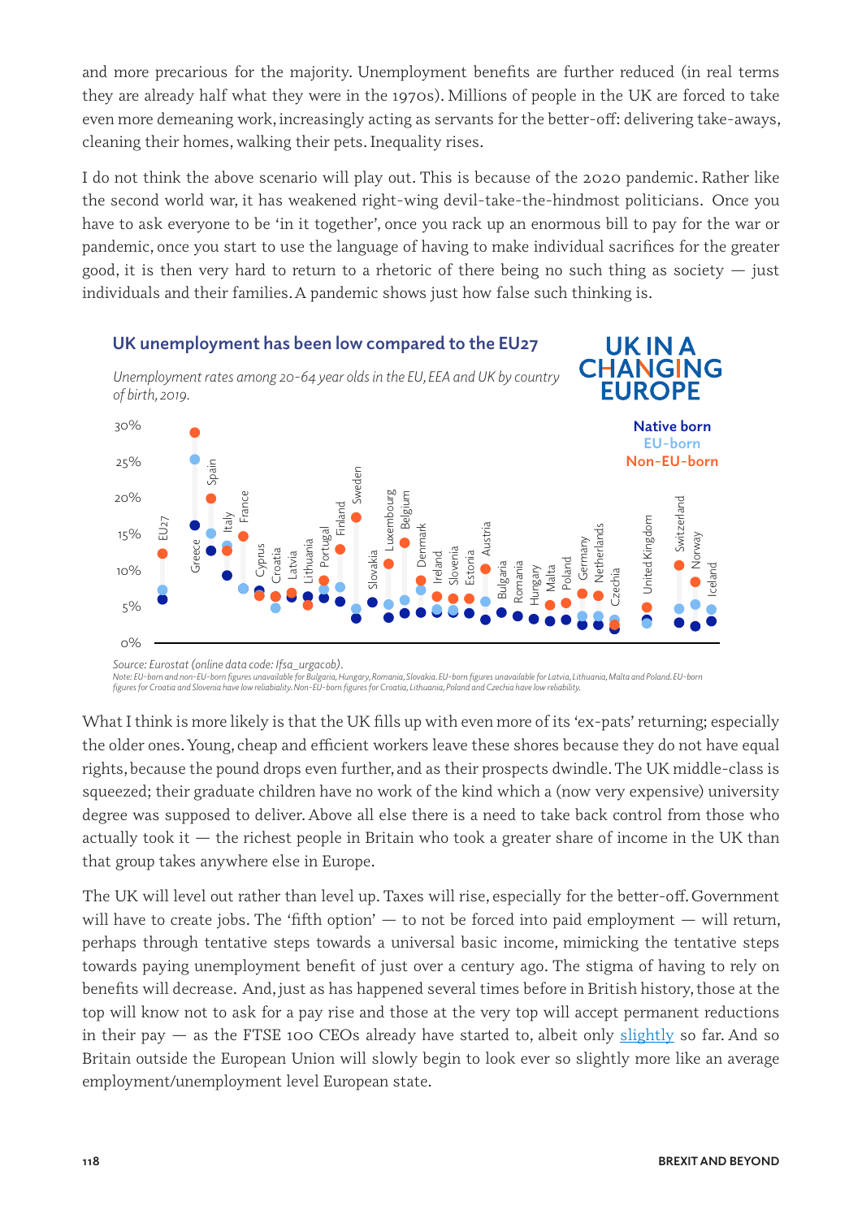and more precarious for the majority. Unemployment benefits are further reduced (in real terms they are already half what they were in the 1970s). Millions of people in the UK are forced to take even more demeaning work, increasingly acting as servants for the better-off: delivering take-aways, cleaning their homes, walking their pets. Inequality rises.

I do not think the above scenario will play out. This is because of the 2020 pandemic. Rather like the second world war, it has weakened right-wing devil-take-the-hindmost politicians. Once you have to ask everyone to be 'in it together', once you rack up an enormous bill to pay for the war or pandemic, once you start to use the language of having to make individual sacrifices for the greater good, it is then very hard to return to a rhetoric of there being no such thing as society — just individuals and their families. A pandemic shows just how false such thinking is.

**UK unemployment has been low compared to the EU27**

*Unemployment rates among 20-64 year olds in the EU, EEA and UK by country of birth, 2019.*

UK IN A CHANGING EUROPE

Native born
EU-born
Non-EU-born

30%
25%
20%
15%
10%
5%
0%

EU27, Greece, Spain, Italy, France, Cyprus, Croatia, Latvia, Lithuania, Portugal, Finland, Sweden, Slovakia, Luxembourg, Belgium, Denmark, Ireland, Slovenia, Estonia, Austria, Bulgaria, Romania, Hungary, Malta, Poland, Germany, Netherlands, Czechia, United Kingdom, Switzerland, Norway, Iceland

*Source: Eurostat (online data code: lfsa_urgacob).*
*Note: EU-born and non-EU-born figures unavailable for Bulgaria, Hungary, Romania, Slovakia. EU-born figures unavailable for Latvia, Lithuania, Malta and Poland. EU-born figures for Croatia and Slovenia have low reliability. Non-EU-born figures for Croatia, Lithuania, Poland and Czechia have low reliability.*

What I think is more likely is that the UK fills up with even more of its 'ex-pats' returning; especially the older ones. Young, cheap and efficient workers leave these shores because they do not have equal rights, because the pound drops even further, and as their prospects dwindle. The UK middle-class is squeezed; their graduate children have no work of the kind which a (now very expensive) university degree was supposed to deliver. Above all else there is a need to take back control from those who actually took it — the richest people in Britain who took a greater share of income in the UK than that group takes anywhere else in Europe.

The UK will level out rather than level up. Taxes will rise, especially for the better-off. Government will have to create jobs. The 'fifth option' — to not be forced into paid employment — will return, perhaps through tentative steps towards a universal basic income, mimicking the tentative steps towards paying unemployment benefit of just over a century ago. The stigma of having to rely on benefits will decrease. And, just as has happened several times before in British history, those at the top will know not to ask for a pay rise and those at the very top will accept permanent reductions in their pay — as the FTSE 100 CEOs already have started to, albeit only slightly so far. And so Britain outside the European Union will slowly begin to look ever so slightly more like an average employment/unemployment level European state.